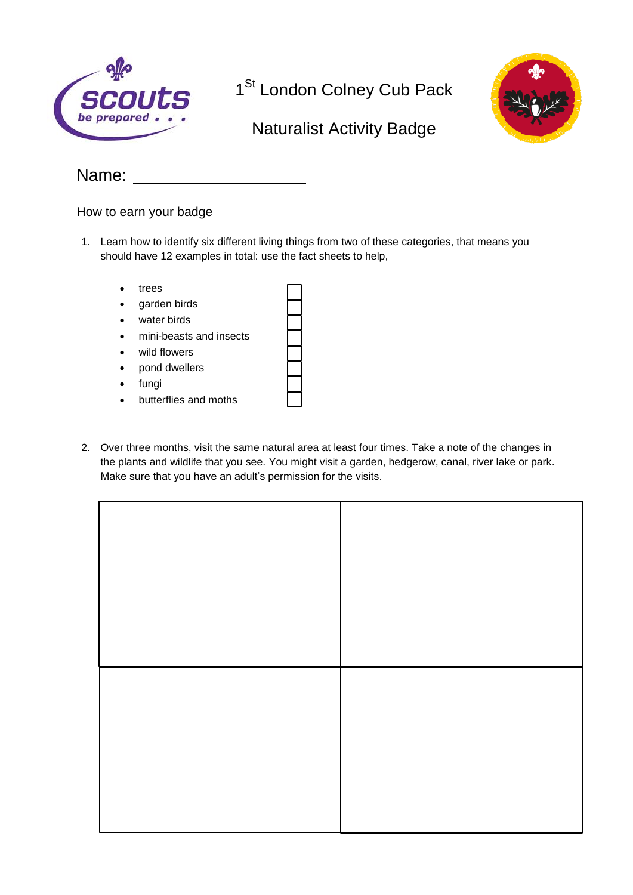# 1St London Colney Cub Pack

## Naturalist Activity Badge

Name: ____________________

How to earn your badge

1. Learn how to identify six different living things from two of these categories, that means you should have 12 examples in total: use the fact sheets to help,

   - trees ☐
   - garden birds ☐
   - water birds ☐
   - mini-beasts and insects ☐
   - wild flowers ☐
   - pond dwellers ☐
   - fungi ☐
   - butterflies and moths ☐

2. Over three months, visit the same natural area at least four times. Take a note of the changes in the plants and wildlife that you see. You might visit a garden, hedgerow, canal, river lake or park. Make sure that you have an adult's permission for the visits.

| | |
|---|---|
| | |
| | |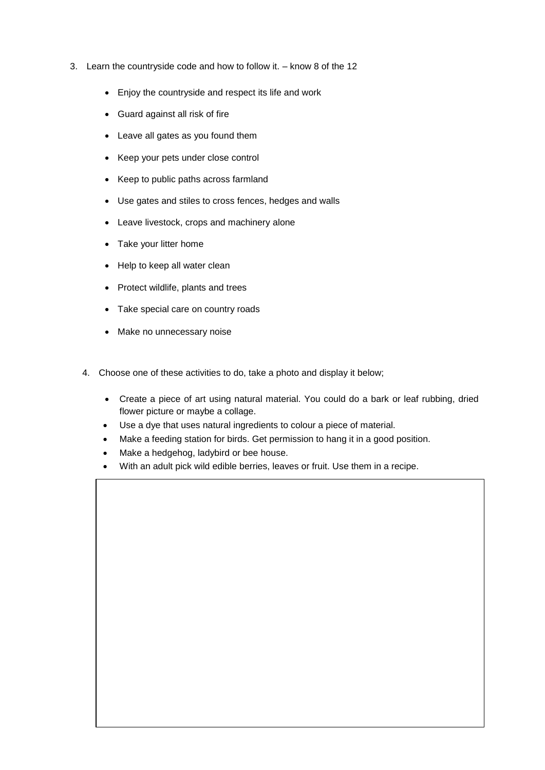3. Learn the countryside code and how to follow it. – know 8 of the 12

    - Enjoy the countryside and respect its life and work
    - Guard against all risk of fire
    - Leave all gates as you found them
    - Keep your pets under close control
    - Keep to public paths across farmland
    - Use gates and stiles to cross fences, hedges and walls
    - Leave livestock, crops and machinery alone
    - Take your litter home
    - Help to keep all water clean
    - Protect wildlife, plants and trees
    - Take special care on country roads
    - Make no unnecessary noise

4. Choose one of these activities to do, take a photo and display it below;

    - Create a piece of art using natural material. You could do a bark or leaf rubbing, dried flower picture or maybe a collage.
    - Use a dye that uses natural ingredients to colour a piece of material.
    - Make a feeding station for birds. Get permission to hang it in a good position.
    - Make a hedgehog, ladybird or bee house.
    - With an adult pick wild edible berries, leaves or fruit. Use them in a recipe.